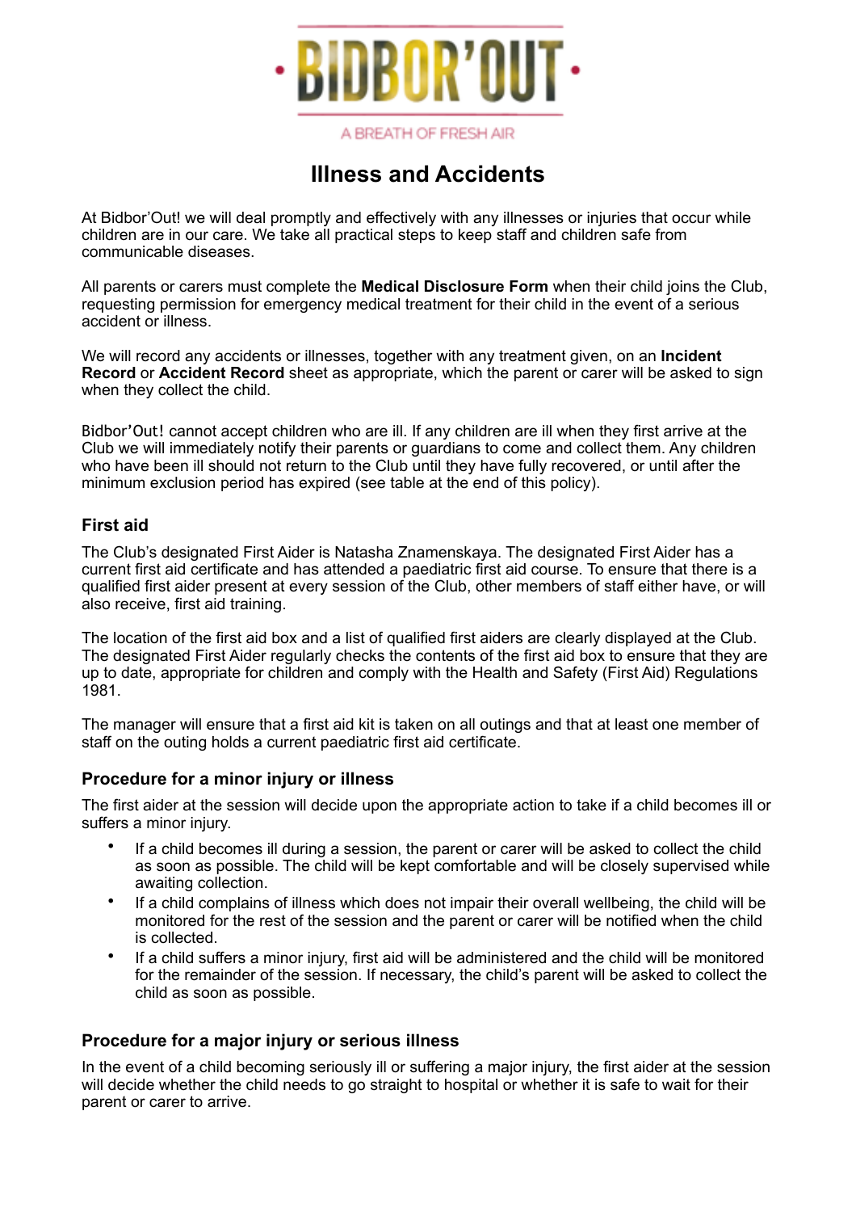# Illness and Accidents

At Bidbor'Out! we will deal promptly and effectively with any illnesses or injuries that occur while children are in our care. We take all practical steps to keep staff and children safe from communicable diseases.

All parents or carers must complete the **Medical Disclosure Form** when their child joins the Club, requesting permission for emergency medical treatment for their child in the event of a serious accident or illness.

We will record any accidents or illnesses, together with any treatment given, on an **Incident Record** or **Accident Record** sheet as appropriate, which the parent or carer will be asked to sign when they collect the child.

Bidbor'Out! cannot accept children who are ill. If any children are ill when they first arrive at the Club we will immediately notify their parents or guardians to come and collect them. Any children who have been ill should not return to the Club until they have fully recovered, or until after the minimum exclusion period has expired (see table at the end of this policy).

### First aid

The Club's designated First Aider is Natasha Znamenskaya. The designated First Aider has a current first aid certificate and has attended a paediatric first aid course. To ensure that there is a qualified first aider present at every session of the Club, other members of staff either have, or will also receive, first aid training.

The location of the first aid box and a list of qualified first aiders are clearly displayed at the Club. The designated First Aider regularly checks the contents of the first aid box to ensure that they are up to date, appropriate for children and comply with the Health and Safety (First Aid) Regulations 1981.

The manager will ensure that a first aid kit is taken on all outings and that at least one member of staff on the outing holds a current paediatric first aid certificate.

### Procedure for a minor injury or illness

The first aider at the session will decide upon the appropriate action to take if a child becomes ill or suffers a minor injury.

- If a child becomes ill during a session, the parent or carer will be asked to collect the child as soon as possible. The child will be kept comfortable and will be closely supervised while awaiting collection.
- If a child complains of illness which does not impair their overall wellbeing, the child will be monitored for the rest of the session and the parent or carer will be notified when the child is collected.
- If a child suffers a minor injury, first aid will be administered and the child will be monitored for the remainder of the session. If necessary, the child's parent will be asked to collect the child as soon as possible.

### Procedure for a major injury or serious illness

In the event of a child becoming seriously ill or suffering a major injury, the first aider at the session will decide whether the child needs to go straight to hospital or whether it is safe to wait for their parent or carer to arrive.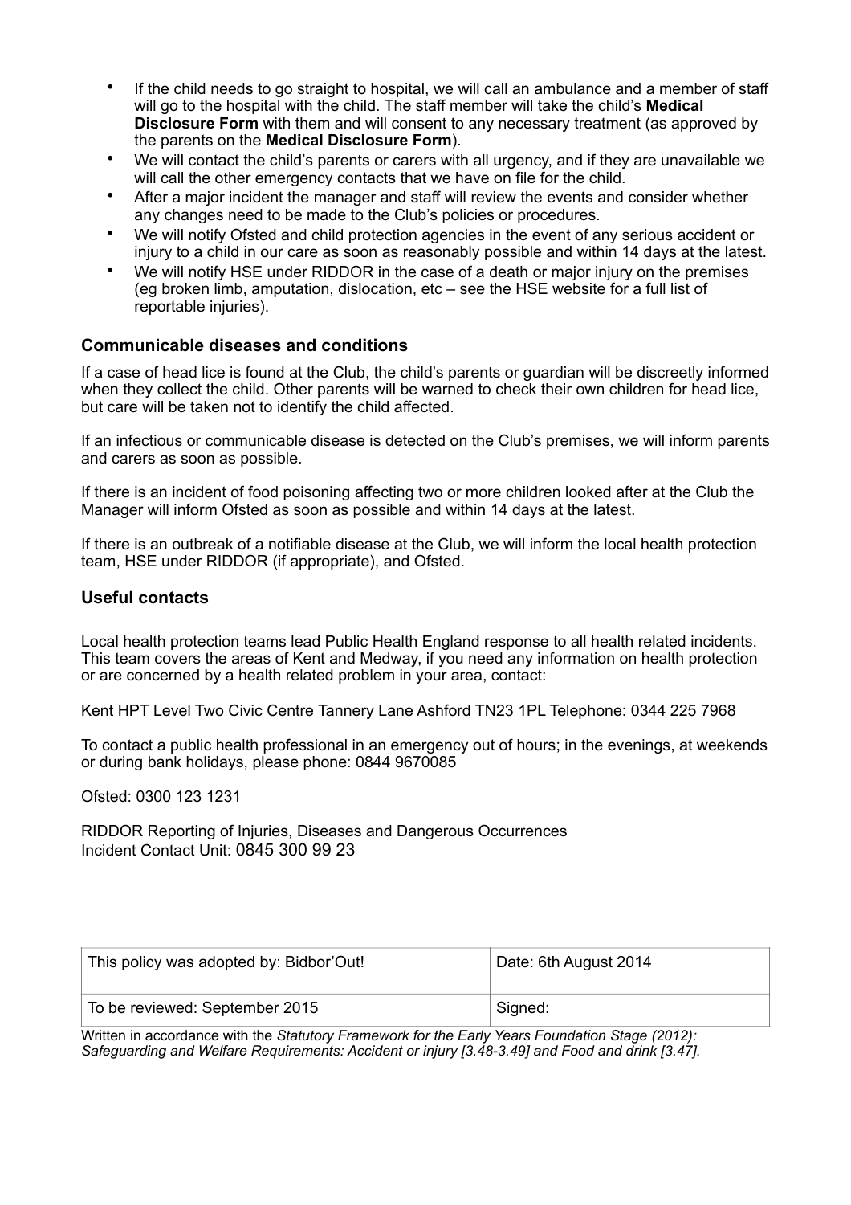- If the child needs to go straight to hospital, we will call an ambulance and a member of staff will go to the hospital with the child. The staff member will take the child's **Medical Disclosure Form** with them and will consent to any necessary treatment (as approved by the parents on the **Medical Disclosure Form**).
- We will contact the child's parents or carers with all urgency, and if they are unavailable we will call the other emergency contacts that we have on file for the child.
- After a major incident the manager and staff will review the events and consider whether any changes need to be made to the Club's policies or procedures.
- We will notify Ofsted and child protection agencies in the event of any serious accident or injury to a child in our care as soon as reasonably possible and within 14 days at the latest.
- We will notify HSE under RIDDOR in the case of a death or major injury on the premises (eg broken limb, amputation, dislocation, etc – see the HSE website for a full list of reportable injuries).

### Communicable diseases and conditions

If a case of head lice is found at the Club, the child's parents or guardian will be discreetly informed when they collect the child. Other parents will be warned to check their own children for head lice, but care will be taken not to identify the child affected.

If an infectious or communicable disease is detected on the Club's premises, we will inform parents and carers as soon as possible.

If there is an incident of food poisoning affecting two or more children looked after at the Club the Manager will inform Ofsted as soon as possible and within 14 days at the latest.

If there is an outbreak of a notifiable disease at the Club, we will inform the local health protection team, HSE under RIDDOR (if appropriate), and Ofsted.

### Useful contacts

Local health protection teams lead Public Health England response to all health related incidents. This team covers the areas of Kent and Medway, if you need any information on health protection or are concerned by a health related problem in your area, contact:

Kent HPT Level Two Civic Centre Tannery Lane Ashford TN23 1PL Telephone: 0344 225 7968

To contact a public health professional in an emergency out of hours; in the evenings, at weekends or during bank holidays, please phone: 0844 9670085

Ofsted: 0300 123 1231

RIDDOR Reporting of Injuries, Diseases and Dangerous Occurrences
Incident Contact Unit: 0845 300 99 23

| This policy was adopted by: Bidbor'Out! | Date: 6th August 2014 |
|---|---|
| To be reviewed: September 2015 | Signed: |

Written in accordance with the *Statutory Framework for the Early Years Foundation Stage (2012): Safeguarding and Welfare Requirements: Accident or injury [3.48-3.49] and Food and drink [3.47].*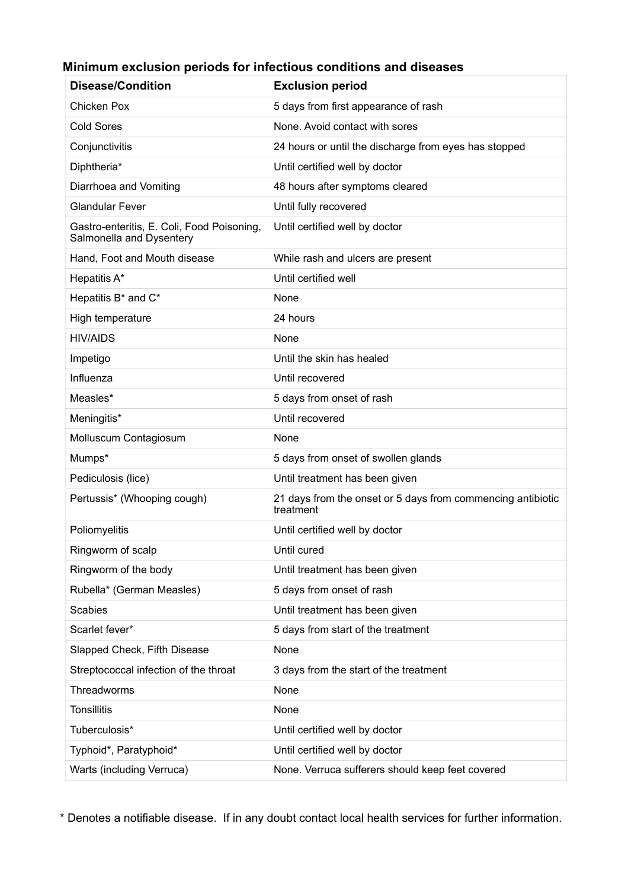## Minimum exclusion periods for infectious conditions and diseases

| Disease/Condition | Exclusion period |
|---|---|
| Chicken Pox | 5 days from first appearance of rash |
| Cold Sores | None. Avoid contact with sores |
| Conjunctivitis | 24 hours or until the discharge from eyes has stopped |
| Diphtheria* | Until certified well by doctor |
| Diarrhoea and Vomiting | 48 hours after symptoms cleared |
| Glandular Fever | Until fully recovered |
| Gastro-enteritis, E. Coli, Food Poisoning, Salmonella and Dysentery | Until certified well by doctor |
| Hand, Foot and Mouth disease | While rash and ulcers are present |
| Hepatitis A* | Until certified well |
| Hepatitis B* and C* | None |
| High temperature | 24 hours |
| HIV/AIDS | None |
| Impetigo | Until the skin has healed |
| Influenza | Until recovered |
| Measles* | 5 days from onset of rash |
| Meningitis* | Until recovered |
| Molluscum Contagiosum | None |
| Mumps* | 5 days from onset of swollen glands |
| Pediculosis (lice) | Until treatment has been given |
| Pertussis* (Whooping cough) | 21 days from the onset or 5 days from commencing antibiotic treatment |
| Poliomyelitis | Until certified well by doctor |
| Ringworm of scalp | Until cured |
| Ringworm of the body | Until treatment has been given |
| Rubella* (German Measles) | 5 days from onset of rash |
| Scabies | Until treatment has been given |
| Scarlet fever* | 5 days from start of the treatment |
| Slapped Check, Fifth Disease | None |
| Streptococcal infection of the throat | 3 days from the start of the treatment |
| Threadworms | None |
| Tonsillitis | None |
| Tuberculosis* | Until certified well by doctor |
| Typhoid*, Paratyphoid* | Until certified well by doctor |
| Warts (including Verruca) | None. Verruca sufferers should keep feet covered |

\* Denotes a notifiable disease. If in any doubt contact local health services for further information.